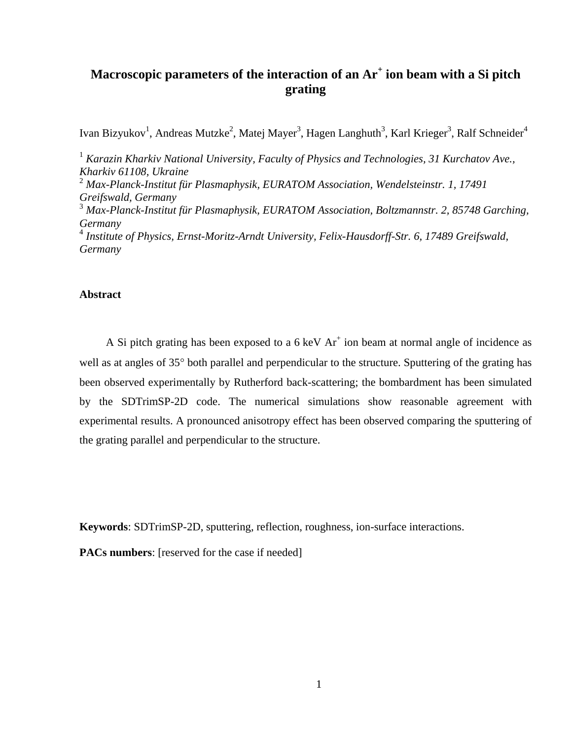# Macroscopic parameters of the interaction of an $Ar^+$ ion beam with a Si pitch grating

Ivan Bizyukov[1], Andreas Mutzke[2], Matej Mayer[3], Hagen Langhuth[3], Karl Krieger[3], Ralf Schneider[4]

[1] *Karazin Kharkiv National University, Faculty of Physics and Technologies, 31 Kurchatov Ave., Kharkiv 61108, Ukraine*
[2] *Max-Planck-Institut für Plasmaphysik, EURATOM Association, Wendelsteinstr. 1, 17491 Greifswald, Germany*
[3] *Max-Planck-Institut für Plasmaphysik, EURATOM Association, Boltzmannstr. 2, 85748 Garching, Germany*
[4] *Institute of Physics, Ernst-Moritz-Arndt University, Felix-Hausdorff-Str. 6, 17489 Greifswald, Germany*

### Abstract

A Si pitch grating has been exposed to a 6 keV $Ar^+$ ion beam at normal angle of incidence as well as at angles of 35° both parallel and perpendicular to the structure. Sputtering of the grating has been observed experimentally by Rutherford back-scattering; the bombardment has been simulated by the SDTrimSP-2D code. The numerical simulations show reasonable agreement with experimental results. A pronounced anisotropy effect has been observed comparing the sputtering of the grating parallel and perpendicular to the structure.

**Keywords**: SDTrimSP-2D, sputtering, reflection, roughness, ion-surface interactions.

**PACs numbers**: [reserved for the case if needed]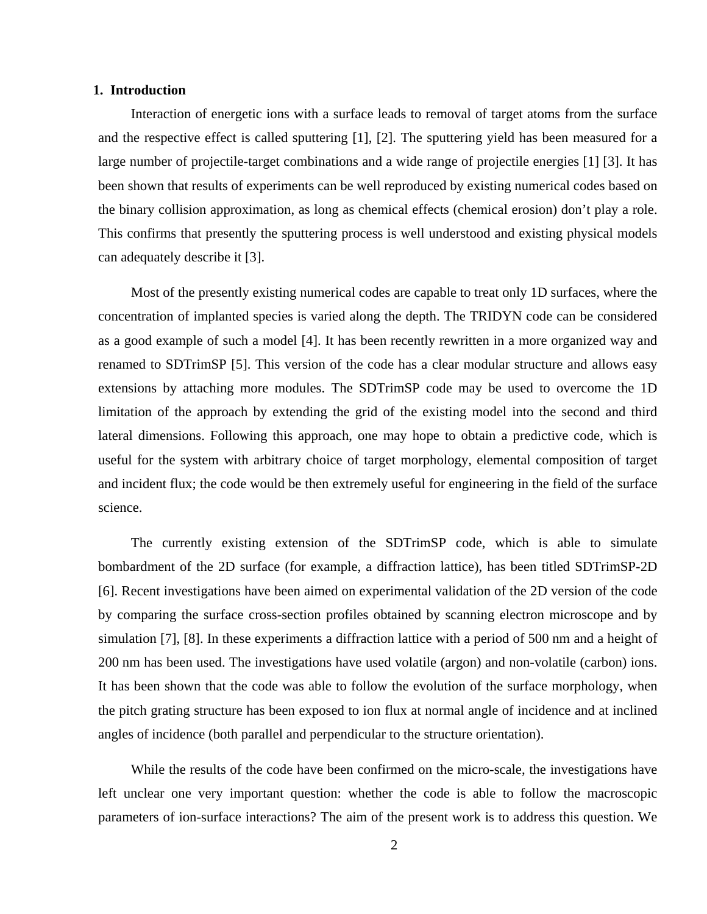## 1. Introduction

Interaction of energetic ions with a surface leads to removal of target atoms from the surface and the respective effect is called sputtering [1], [2]. The sputtering yield has been measured for a large number of projectile-target combinations and a wide range of projectile energies [1] [3]. It has been shown that results of experiments can be well reproduced by existing numerical codes based on the binary collision approximation, as long as chemical effects (chemical erosion) don't play a role. This confirms that presently the sputtering process is well understood and existing physical models can adequately describe it [3].

Most of the presently existing numerical codes are capable to treat only 1D surfaces, where the concentration of implanted species is varied along the depth. The TRIDYN code can be considered as a good example of such a model [4]. It has been recently rewritten in a more organized way and renamed to SDTrimSP [5]. This version of the code has a clear modular structure and allows easy extensions by attaching more modules. The SDTrimSP code may be used to overcome the 1D limitation of the approach by extending the grid of the existing model into the second and third lateral dimensions. Following this approach, one may hope to obtain a predictive code, which is useful for the system with arbitrary choice of target morphology, elemental composition of target and incident flux; the code would be then extremely useful for engineering in the field of the surface science.

The currently existing extension of the SDTrimSP code, which is able to simulate bombardment of the 2D surface (for example, a diffraction lattice), has been titled SDTrimSP-2D [6]. Recent investigations have been aimed on experimental validation of the 2D version of the code by comparing the surface cross-section profiles obtained by scanning electron microscope and by simulation [7], [8]. In these experiments a diffraction lattice with a period of 500 nm and a height of 200 nm has been used. The investigations have used volatile (argon) and non-volatile (carbon) ions. It has been shown that the code was able to follow the evolution of the surface morphology, when the pitch grating structure has been exposed to ion flux at normal angle of incidence and at inclined angles of incidence (both parallel and perpendicular to the structure orientation).

While the results of the code have been confirmed on the micro-scale, the investigations have left unclear one very important question: whether the code is able to follow the macroscopic parameters of ion-surface interactions? The aim of the present work is to address this question. We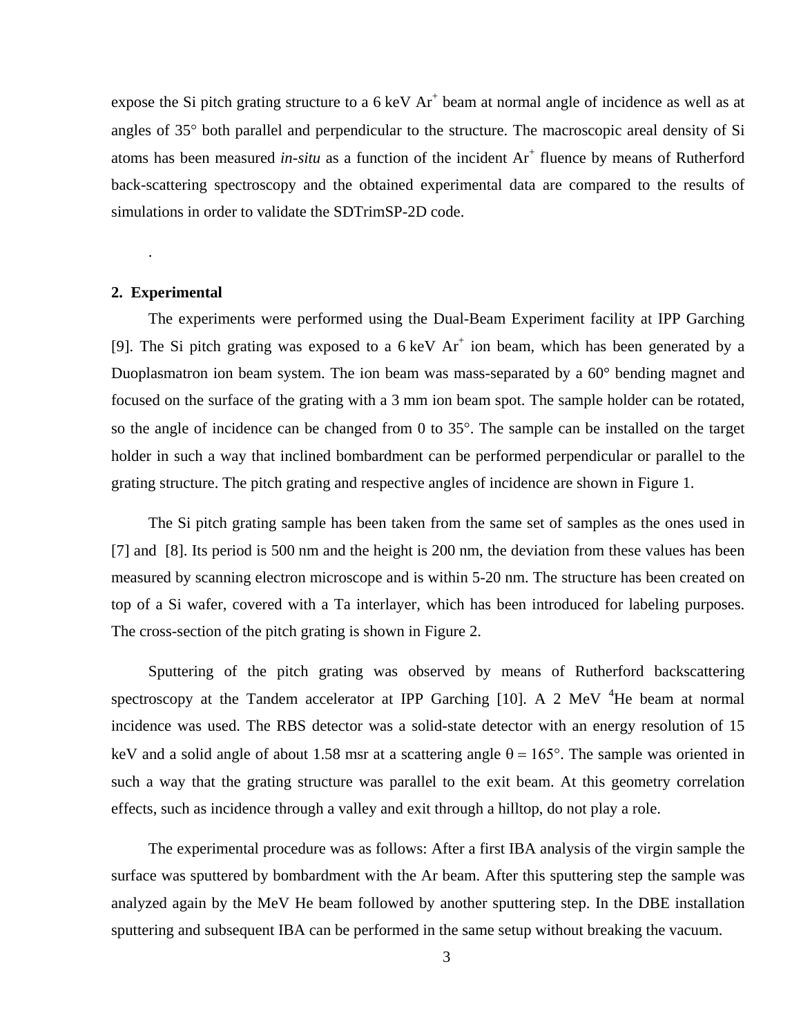expose the Si pitch grating structure to a 6 keV $Ar^+$ beam at normal angle of incidence as well as at angles of 35° both parallel and perpendicular to the structure. The macroscopic areal density of Si atoms has been measured *in-situ* as a function of the incident $Ar^+$ fluence by means of Rutherford back-scattering spectroscopy and the obtained experimental data are compared to the results of simulations in order to validate the SDTrimSP-2D code.

.

## 2. Experimental

The experiments were performed using the Dual-Beam Experiment facility at IPP Garching [9]. The Si pitch grating was exposed to a 6 keV $Ar^+$ ion beam, which has been generated by a Duoplasmatron ion beam system. The ion beam was mass-separated by a 60° bending magnet and focused on the surface of the grating with a 3 mm ion beam spot. The sample holder can be rotated, so the angle of incidence can be changed from 0 to 35°. The sample can be installed on the target holder in such a way that inclined bombardment can be performed perpendicular or parallel to the grating structure. The pitch grating and respective angles of incidence are shown in Figure 1.

The Si pitch grating sample has been taken from the same set of samples as the ones used in [7] and [8]. Its period is 500 nm and the height is 200 nm, the deviation from these values has been measured by scanning electron microscope and is within 5-20 nm. The structure has been created on top of a Si wafer, covered with a Ta interlayer, which has been introduced for labeling purposes. The cross-section of the pitch grating is shown in Figure 2.

Sputtering of the pitch grating was observed by means of Rutherford backscattering spectroscopy at the Tandem accelerator at IPP Garching [10]. A 2 MeV $^4He$ beam at normal incidence was used. The RBS detector was a solid-state detector with an energy resolution of 15 keV and a solid angle of about 1.58 msr at a scattering angle $\theta = 165°$. The sample was oriented in such a way that the grating structure was parallel to the exit beam. At this geometry correlation effects, such as incidence through a valley and exit through a hilltop, do not play a role.

The experimental procedure was as follows: After a first IBA analysis of the virgin sample the surface was sputtered by bombardment with the Ar beam. After this sputtering step the sample was analyzed again by the MeV He beam followed by another sputtering step. In the DBE installation sputtering and subsequent IBA can be performed in the same setup without breaking the vacuum.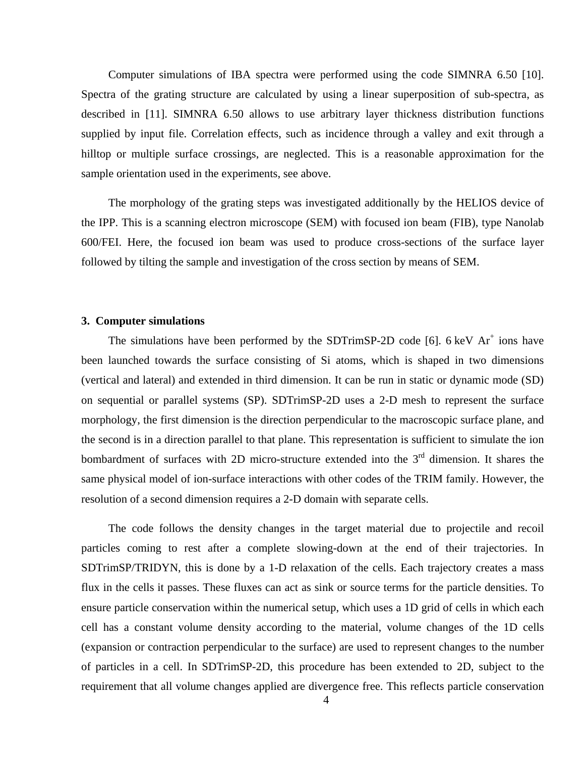Computer simulations of IBA spectra were performed using the code SIMNRA 6.50 [10]. Spectra of the grating structure are calculated by using a linear superposition of sub-spectra, as described in [11]. SIMNRA 6.50 allows to use arbitrary layer thickness distribution functions supplied by input file. Correlation effects, such as incidence through a valley and exit through a hilltop or multiple surface crossings, are neglected. This is a reasonable approximation for the sample orientation used in the experiments, see above.

The morphology of the grating steps was investigated additionally by the HELIOS device of the IPP. This is a scanning electron microscope (SEM) with focused ion beam (FIB), type Nanolab 600/FEI. Here, the focused ion beam was used to produce cross-sections of the surface layer followed by tilting the sample and investigation of the cross section by means of SEM.

## 3. Computer simulations

The simulations have been performed by the SDTrimSP-2D code [6]. 6 keV $Ar^+$ ions have been launched towards the surface consisting of Si atoms, which is shaped in two dimensions (vertical and lateral) and extended in third dimension. It can be run in static or dynamic mode (SD) on sequential or parallel systems (SP). SDTrimSP-2D uses a 2-D mesh to represent the surface morphology, the first dimension is the direction perpendicular to the macroscopic surface plane, and the second is in a direction parallel to that plane. This representation is sufficient to simulate the ion bombardment of surfaces with 2D micro-structure extended into the 3rd dimension. It shares the same physical model of ion-surface interactions with other codes of the TRIM family. However, the resolution of a second dimension requires a 2-D domain with separate cells.

The code follows the density changes in the target material due to projectile and recoil particles coming to rest after a complete slowing-down at the end of their trajectories. In SDTrimSP/TRIDYN, this is done by a 1-D relaxation of the cells. Each trajectory creates a mass flux in the cells it passes. These fluxes can act as sink or source terms for the particle densities. To ensure particle conservation within the numerical setup, which uses a 1D grid of cells in which each cell has a constant volume density according to the material, volume changes of the 1D cells (expansion or contraction perpendicular to the surface) are used to represent changes to the number of particles in a cell. In SDTrimSP-2D, this procedure has been extended to 2D, subject to the requirement that all volume changes applied are divergence free. This reflects particle conservation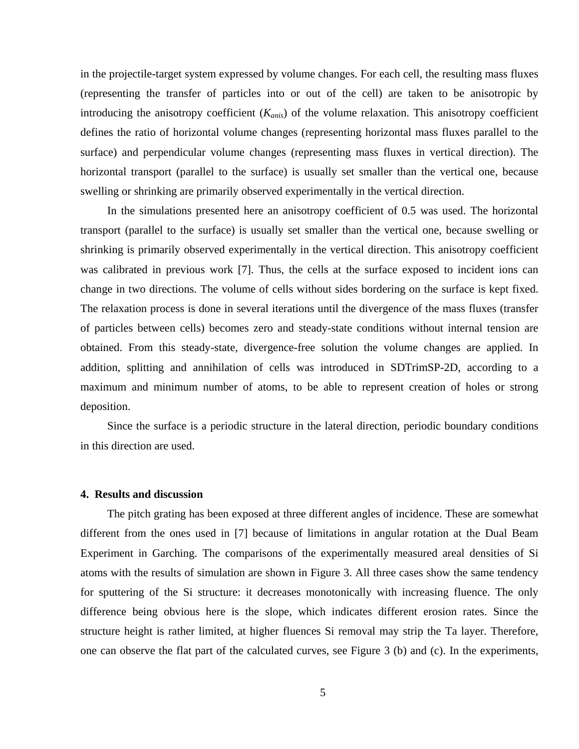in the projectile-target system expressed by volume changes. For each cell, the resulting mass fluxes (representing the transfer of particles into or out of the cell) are taken to be anisotropic by introducing the anisotropy coefficient ($K_{anis}$) of the volume relaxation. This anisotropy coefficient defines the ratio of horizontal volume changes (representing horizontal mass fluxes parallel to the surface) and perpendicular volume changes (representing mass fluxes in vertical direction). The horizontal transport (parallel to the surface) is usually set smaller than the vertical one, because swelling or shrinking are primarily observed experimentally in the vertical direction.

In the simulations presented here an anisotropy coefficient of 0.5 was used. The horizontal transport (parallel to the surface) is usually set smaller than the vertical one, because swelling or shrinking is primarily observed experimentally in the vertical direction. This anisotropy coefficient was calibrated in previous work [7]. Thus, the cells at the surface exposed to incident ions can change in two directions. The volume of cells without sides bordering on the surface is kept fixed. The relaxation process is done in several iterations until the divergence of the mass fluxes (transfer of particles between cells) becomes zero and steady-state conditions without internal tension are obtained. From this steady-state, divergence-free solution the volume changes are applied. In addition, splitting and annihilation of cells was introduced in SDTrimSP-2D, according to a maximum and minimum number of atoms, to be able to represent creation of holes or strong deposition.

Since the surface is a periodic structure in the lateral direction, periodic boundary conditions in this direction are used.

## 4. Results and discussion

The pitch grating has been exposed at three different angles of incidence. These are somewhat different from the ones used in [7] because of limitations in angular rotation at the Dual Beam Experiment in Garching. The comparisons of the experimentally measured areal densities of Si atoms with the results of simulation are shown in Figure 3. All three cases show the same tendency for sputtering of the Si structure: it decreases monotonically with increasing fluence. The only difference being obvious here is the slope, which indicates different erosion rates. Since the structure height is rather limited, at higher fluences Si removal may strip the Ta layer. Therefore, one can observe the flat part of the calculated curves, see Figure 3 (b) and (c). In the experiments,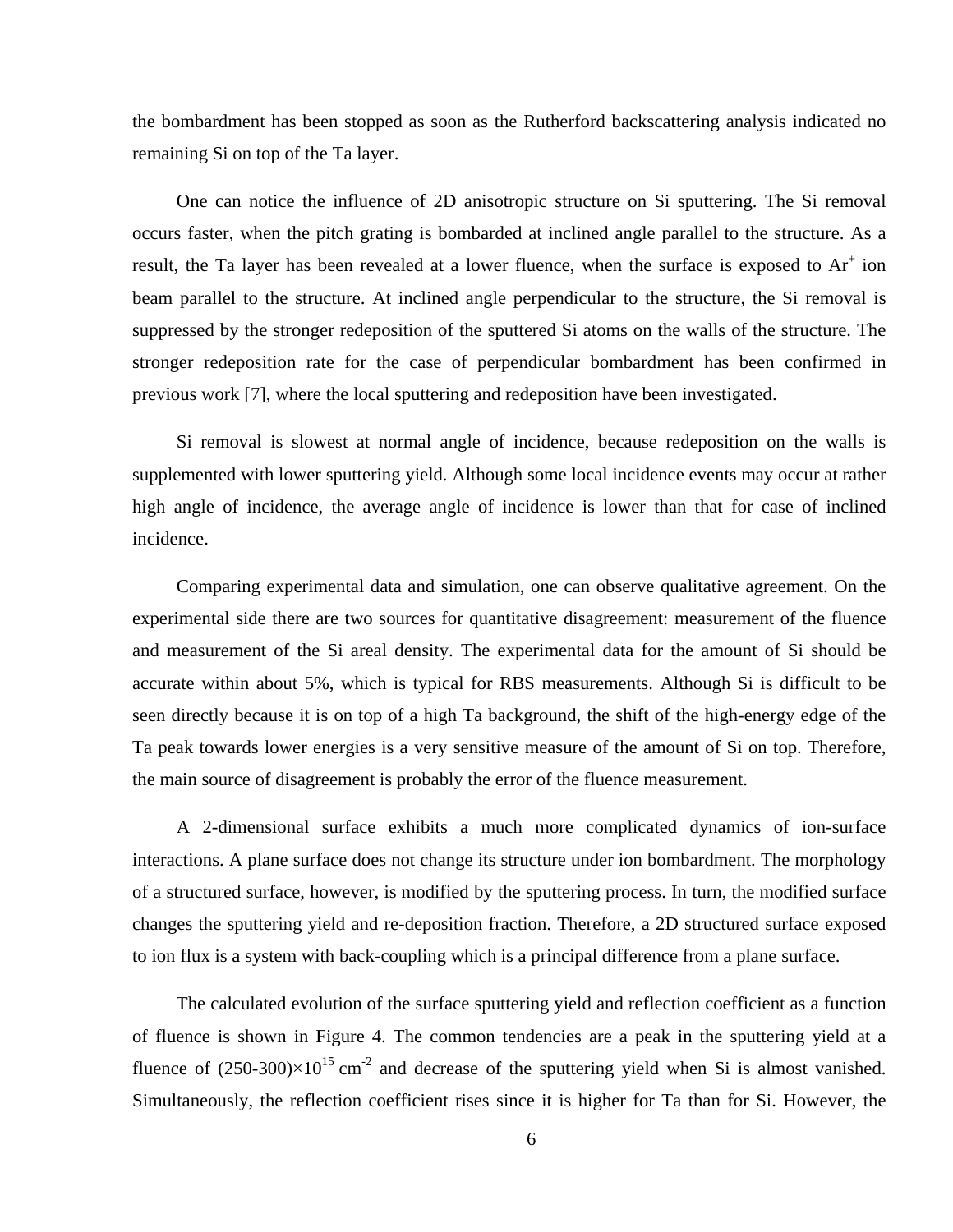the bombardment has been stopped as soon as the Rutherford backscattering analysis indicated no remaining Si on top of the Ta layer.

One can notice the influence of 2D anisotropic structure on Si sputtering. The Si removal occurs faster, when the pitch grating is bombarded at inclined angle parallel to the structure. As a result, the Ta layer has been revealed at a lower fluence, when the surface is exposed to $Ar^+$ ion beam parallel to the structure. At inclined angle perpendicular to the structure, the Si removal is suppressed by the stronger redeposition of the sputtered Si atoms on the walls of the structure. The stronger redeposition rate for the case of perpendicular bombardment has been confirmed in previous work [7], where the local sputtering and redeposition have been investigated.

Si removal is slowest at normal angle of incidence, because redeposition on the walls is supplemented with lower sputtering yield. Although some local incidence events may occur at rather high angle of incidence, the average angle of incidence is lower than that for case of inclined incidence.

Comparing experimental data and simulation, one can observe qualitative agreement. On the experimental side there are two sources for quantitative disagreement: measurement of the fluence and measurement of the Si areal density. The experimental data for the amount of Si should be accurate within about 5%, which is typical for RBS measurements. Although Si is difficult to be seen directly because it is on top of a high Ta background, the shift of the high-energy edge of the Ta peak towards lower energies is a very sensitive measure of the amount of Si on top. Therefore, the main source of disagreement is probably the error of the fluence measurement.

A 2-dimensional surface exhibits a much more complicated dynamics of ion-surface interactions. A plane surface does not change its structure under ion bombardment. The morphology of a structured surface, however, is modified by the sputtering process. In turn, the modified surface changes the sputtering yield and re-deposition fraction. Therefore, a 2D structured surface exposed to ion flux is a system with back-coupling which is a principal difference from a plane surface.

The calculated evolution of the surface sputtering yield and reflection coefficient as a function of fluence is shown in Figure 4. The common tendencies are a peak in the sputtering yield at a fluence of $(250\text{-}300)\times10^{15}$ cm$^{-2}$ and decrease of the sputtering yield when Si is almost vanished. Simultaneously, the reflection coefficient rises since it is higher for Ta than for Si. However, the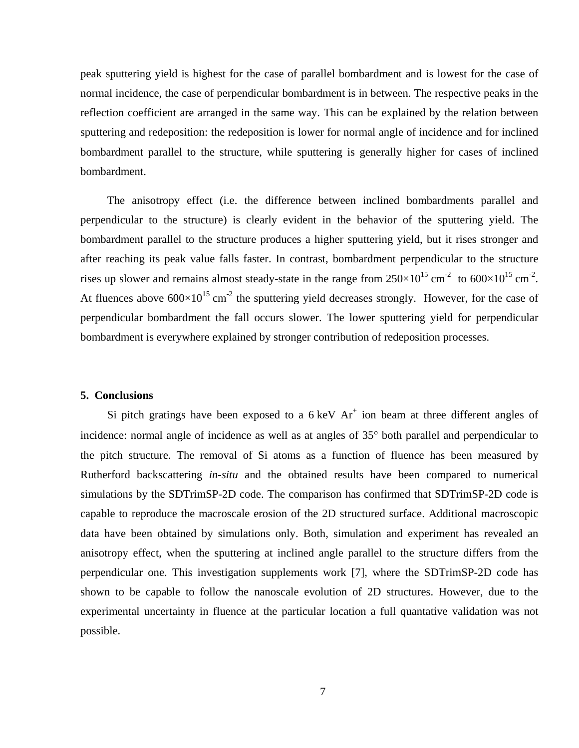peak sputtering yield is highest for the case of parallel bombardment and is lowest for the case of normal incidence, the case of perpendicular bombardment is in between. The respective peaks in the reflection coefficient are arranged in the same way. This can be explained by the relation between sputtering and redeposition: the redeposition is lower for normal angle of incidence and for inclined bombardment parallel to the structure, while sputtering is generally higher for cases of inclined bombardment.

The anisotropy effect (i.e. the difference between inclined bombardments parallel and perpendicular to the structure) is clearly evident in the behavior of the sputtering yield. The bombardment parallel to the structure produces a higher sputtering yield, but it rises stronger and after reaching its peak value falls faster. In contrast, bombardment perpendicular to the structure rises up slower and remains almost steady-state in the range from $250\times10^{15}$ cm$^{-2}$ to $600\times10^{15}$ cm$^{-2}$. At fluences above $600\times10^{15}$ cm$^{-2}$ the sputtering yield decreases strongly. However, for the case of perpendicular bombardment the fall occurs slower. The lower sputtering yield for perpendicular bombardment is everywhere explained by stronger contribution of redeposition processes.

## 5. Conclusions

Si pitch gratings have been exposed to a 6 keV $Ar^+$ ion beam at three different angles of incidence: normal angle of incidence as well as at angles of 35° both parallel and perpendicular to the pitch structure. The removal of Si atoms as a function of fluence has been measured by Rutherford backscattering *in-situ* and the obtained results have been compared to numerical simulations by the SDTrimSP-2D code. The comparison has confirmed that SDTrimSP-2D code is capable to reproduce the macroscale erosion of the 2D structured surface. Additional macroscopic data have been obtained by simulations only. Both, simulation and experiment has revealed an anisotropy effect, when the sputtering at inclined angle parallel to the structure differs from the perpendicular one. This investigation supplements work [7], where the SDTrimSP-2D code has shown to be capable to follow the nanoscale evolution of 2D structures. However, due to the experimental uncertainty in fluence at the particular location a full quantative validation was not possible.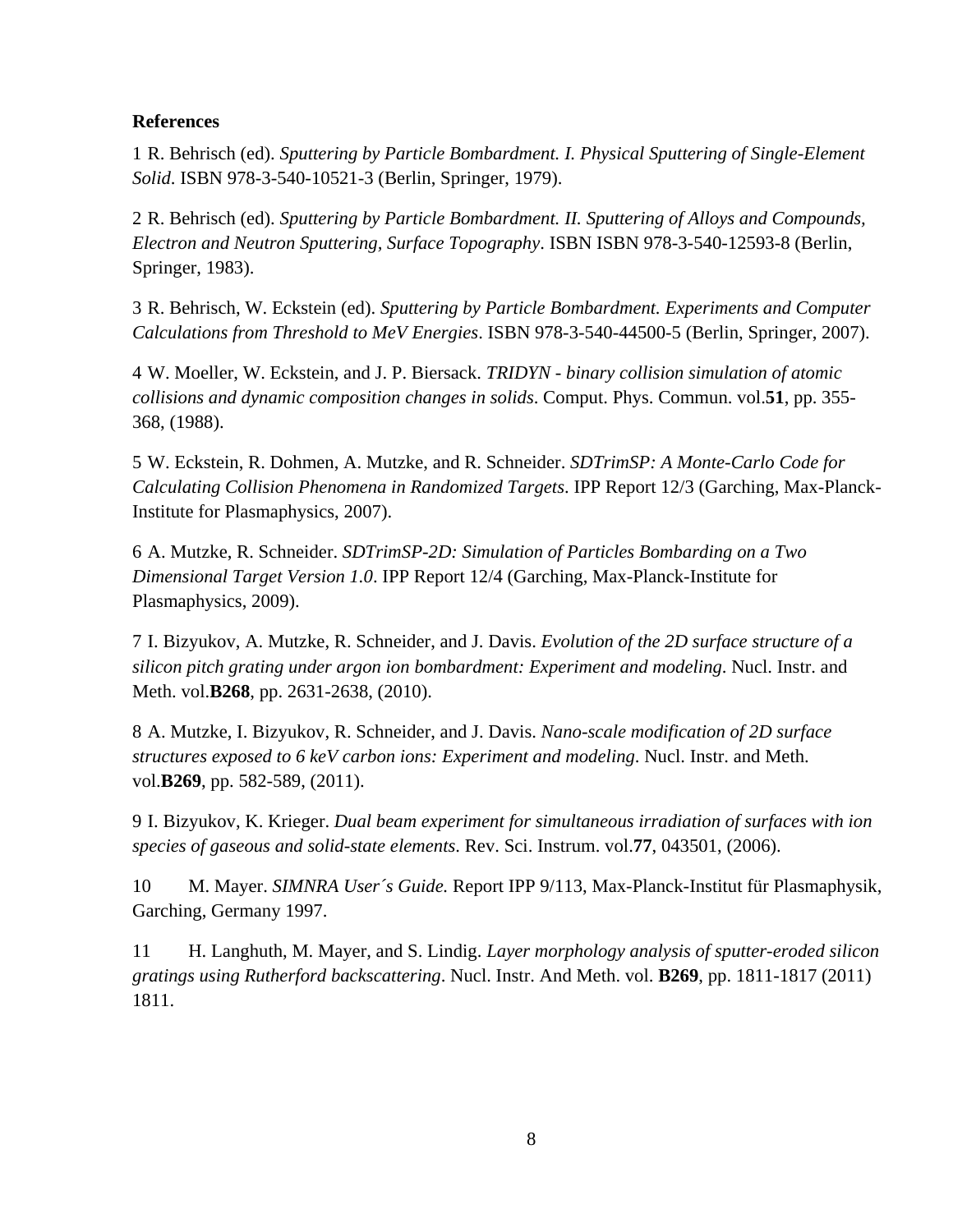**References**

1 R. Behrisch (ed). *Sputtering by Particle Bombardment. I. Physical Sputtering of Single-Element Solid*. ISBN 978-3-540-10521-3 (Berlin, Springer, 1979).

2 R. Behrisch (ed). *Sputtering by Particle Bombardment. II. Sputtering of Alloys and Compounds, Electron and Neutron Sputtering, Surface Topography*. ISBN ISBN 978-3-540-12593-8 (Berlin, Springer, 1983).

3 R. Behrisch, W. Eckstein (ed). *Sputtering by Particle Bombardment. Experiments and Computer Calculations from Threshold to MeV Energies*. ISBN 978-3-540-44500-5 (Berlin, Springer, 2007).

4 W. Moeller, W. Eckstein, and J. P. Biersack. *TRIDYN - binary collision simulation of atomic collisions and dynamic composition changes in solids*. Comput. Phys. Commun. vol.**51**, pp. 355-368, (1988).

5 W. Eckstein, R. Dohmen, A. Mutzke, and R. Schneider. *SDTrimSP: A Monte-Carlo Code for Calculating Collision Phenomena in Randomized Targets*. IPP Report 12/3 (Garching, Max-Planck-Institute for Plasmaphysics, 2007).

6 A. Mutzke, R. Schneider. *SDTrimSP-2D: Simulation of Particles Bombarding on a Two Dimensional Target Version 1.0*. IPP Report 12/4 (Garching, Max-Planck-Institute for Plasmaphysics, 2009).

7 I. Bizyukov, A. Mutzke, R. Schneider, and J. Davis. *Evolution of the 2D surface structure of a silicon pitch grating under argon ion bombardment: Experiment and modeling*. Nucl. Instr. and Meth. vol.**B268**, pp. 2631-2638, (2010).

8 A. Mutzke, I. Bizyukov, R. Schneider, and J. Davis. *Nano-scale modification of 2D surface structures exposed to 6 keV carbon ions: Experiment and modeling*. Nucl. Instr. and Meth. vol.**B269**, pp. 582-589, (2011).

9 I. Bizyukov, K. Krieger. *Dual beam experiment for simultaneous irradiation of surfaces with ion species of gaseous and solid-state elements*. Rev. Sci. Instrum. vol.**77**, 043501, (2006).

10 M. Mayer. *SIMNRA User´s Guide.* Report IPP 9/113, Max-Planck-Institut für Plasmaphysik, Garching, Germany 1997.

11 H. Langhuth, M. Mayer, and S. Lindig. *Layer morphology analysis of sputter-eroded silicon gratings using Rutherford backscattering*. Nucl. Instr. And Meth. vol. **B269**, pp. 1811-1817 (2011) 1811.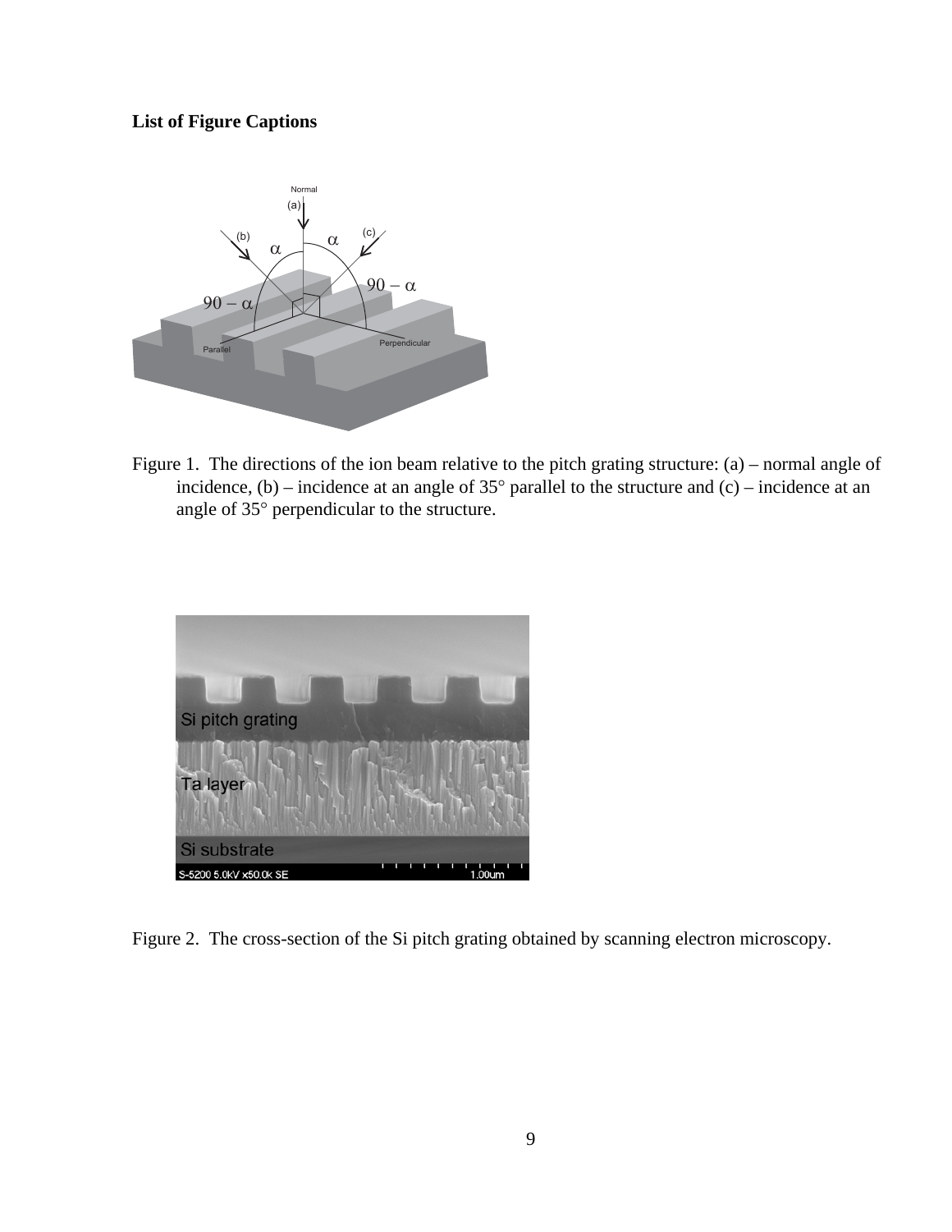**List of Figure Captions**

Figure 1. The directions of the ion beam relative to the pitch grating structure: (a) – normal angle of incidence, (b) – incidence at an angle of 35° parallel to the structure and (c) – incidence at an angle of 35° perpendicular to the structure.

Figure 2. The cross-section of the Si pitch grating obtained by scanning electron microscopy.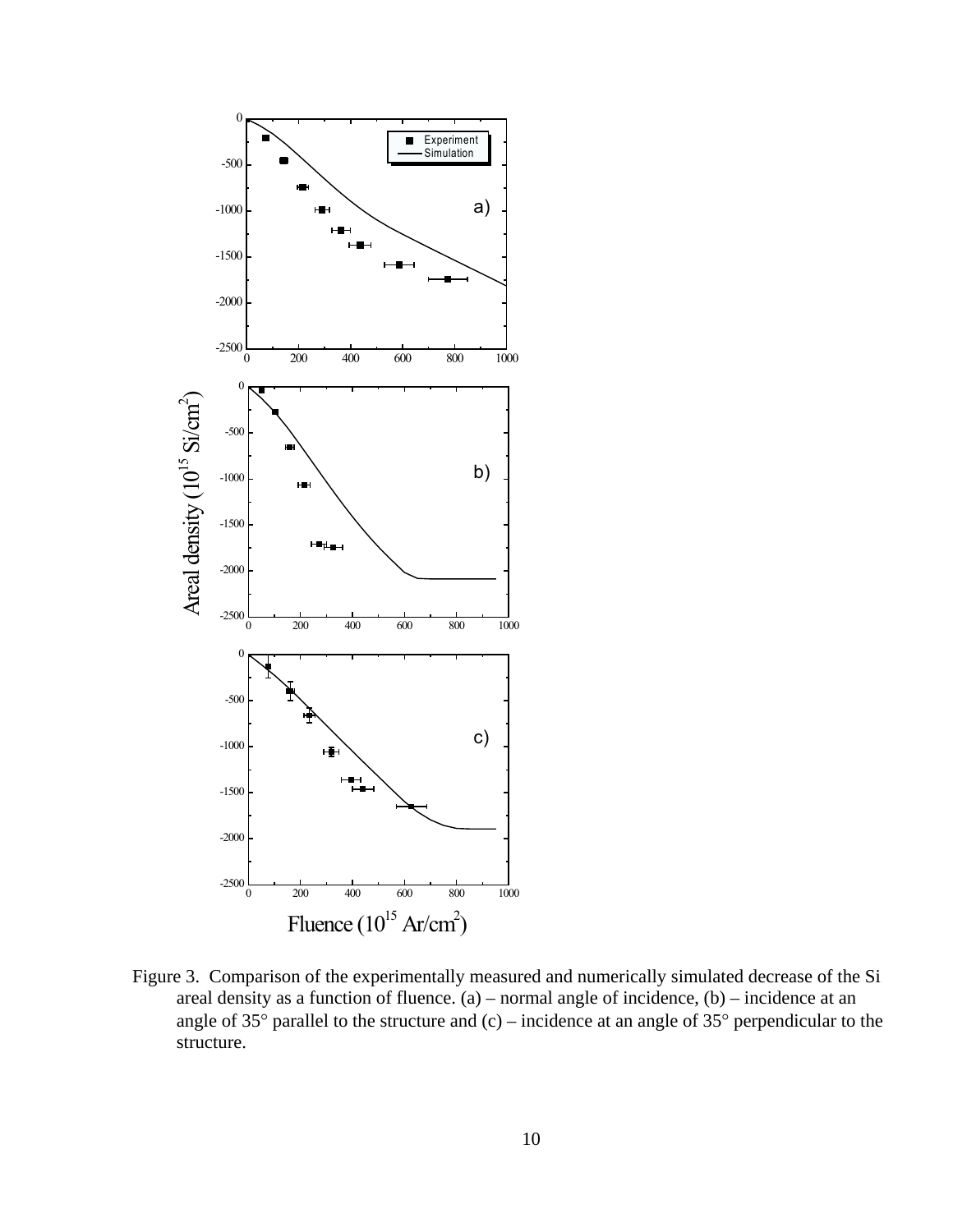Figure 3. Comparison of the experimentally measured and numerically simulated decrease of the Si areal density as a function of fluence. (a) – normal angle of incidence, (b) – incidence at an angle of 35° parallel to the structure and (c) – incidence at an angle of 35° perpendicular to the structure.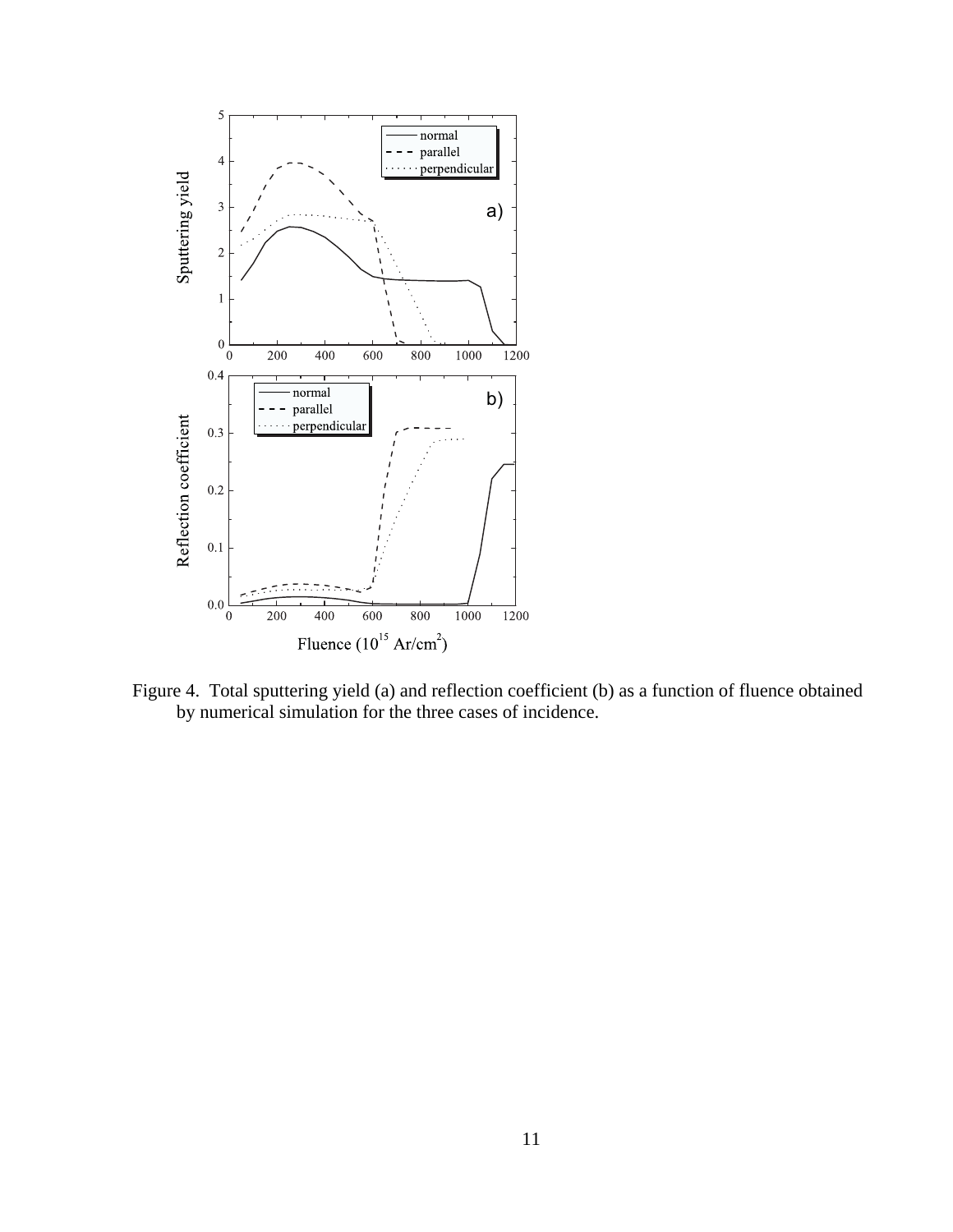5

4

3

2

1

0

Sputtering yield

normal
parallel
perpendicular

a)

0 200 400 600 800 1000 1200

0.4

0.3

0.2

0.1

0.0

Reflection coefficient

normal
parallel
perpendicular

b)

0 200 400 600 800 1000 1200

Fluence ($10^{15}$ Ar/cm$^2$)

Figure 4. Total sputtering yield (a) and reflection coefficient (b) as a function of fluence obtained by numerical simulation for the three cases of incidence.